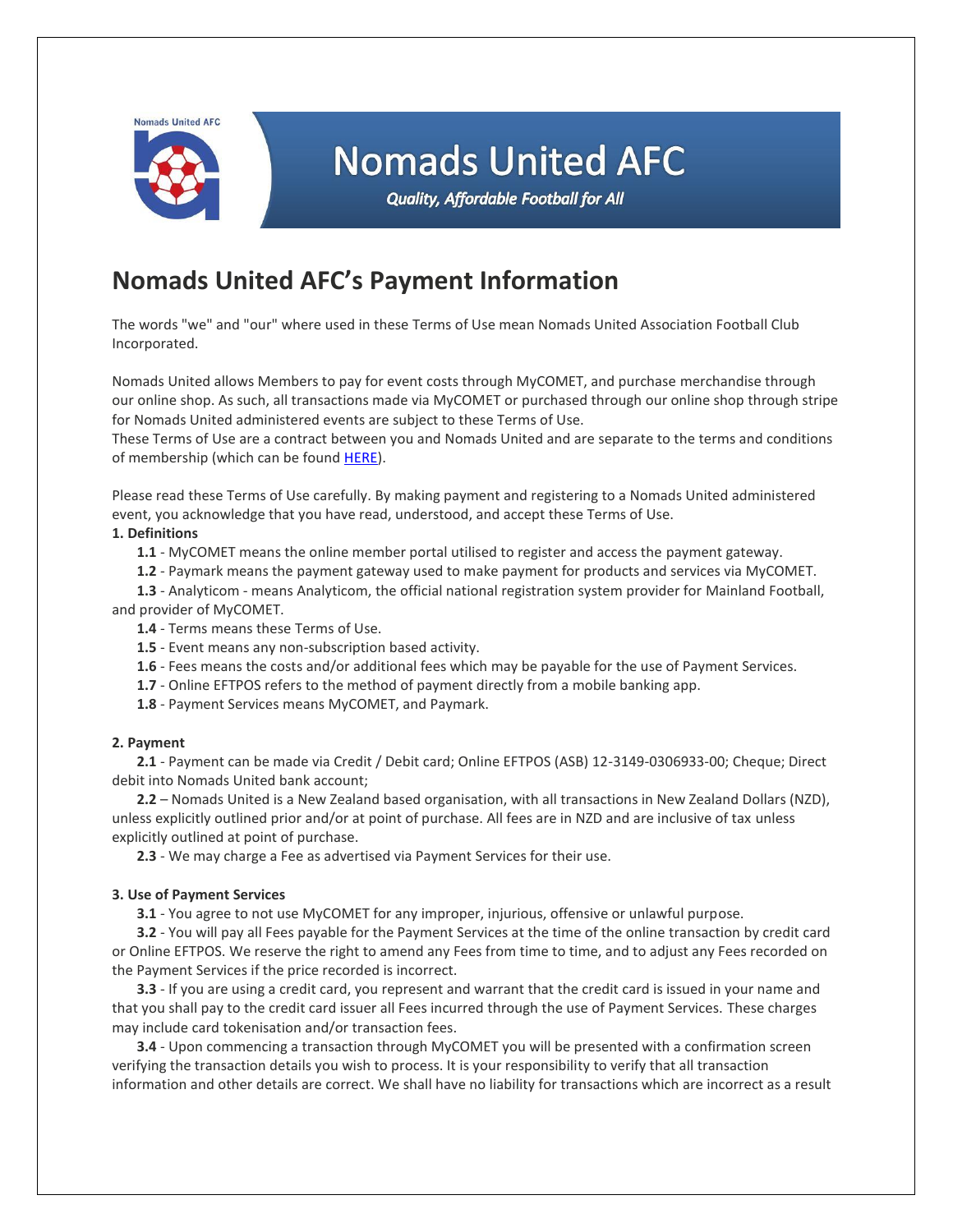Nomads United AFC

# Nomads United AFC

*Quality, Affordable Football for All*

## Nomads United AFC's Payment Information

The words "we" and "our" where used in these Terms of Use mean Nomads United Association Football Club Incorporated.

Nomads United allows Members to pay for event costs through MyCOMET, and purchase merchandise through our online shop. As such, all transactions made via MyCOMET or purchased through our online shop through stripe for Nomads United administered events are subject to these Terms of Use.
These Terms of Use are a contract between you and Nomads United and are separate to the terms and conditions of membership (which can be found HERE).

Please read these Terms of Use carefully. By making payment and registering to a Nomads United administered event, you acknowledge that you have read, understood, and accept these Terms of Use.

**1. Definitions**

**1.1** - MyCOMET means the online member portal utilised to register and access the payment gateway.

**1.2** - Paymark means the payment gateway used to make payment for products and services via MyCOMET.

**1.3** - Analyticom - means Analyticom, the official national registration system provider for Mainland Football, and provider of MyCOMET.

**1.4** - Terms means these Terms of Use.

**1.5** - Event means any non-subscription based activity.

**1.6** - Fees means the costs and/or additional fees which may be payable for the use of Payment Services.

**1.7** - Online EFTPOS refers to the method of payment directly from a mobile banking app.

**1.8** - Payment Services means MyCOMET, and Paymark.

**2. Payment**

**2.1** - Payment can be made via Credit / Debit card; Online EFTPOS (ASB) 12-3149-0306933-00; Cheque; Direct debit into Nomads United bank account;

**2.2** – Nomads United is a New Zealand based organisation, with all transactions in New Zealand Dollars (NZD), unless explicitly outlined prior and/or at point of purchase. All fees are in NZD and are inclusive of tax unless explicitly outlined at point of purchase.

**2.3** - We may charge a Fee as advertised via Payment Services for their use.

**3. Use of Payment Services**

**3.1** - You agree to not use MyCOMET for any improper, injurious, offensive or unlawful purpose.

**3.2** - You will pay all Fees payable for the Payment Services at the time of the online transaction by credit card or Online EFTPOS. We reserve the right to amend any Fees from time to time, and to adjust any Fees recorded on the Payment Services if the price recorded is incorrect.

**3.3** - If you are using a credit card, you represent and warrant that the credit card is issued in your name and that you shall pay to the credit card issuer all Fees incurred through the use of Payment Services. These charges may include card tokenisation and/or transaction fees.

**3.4** - Upon commencing a transaction through MyCOMET you will be presented with a confirmation screen verifying the transaction details you wish to process. It is your responsibility to verify that all transaction information and other details are correct. We shall have no liability for transactions which are incorrect as a result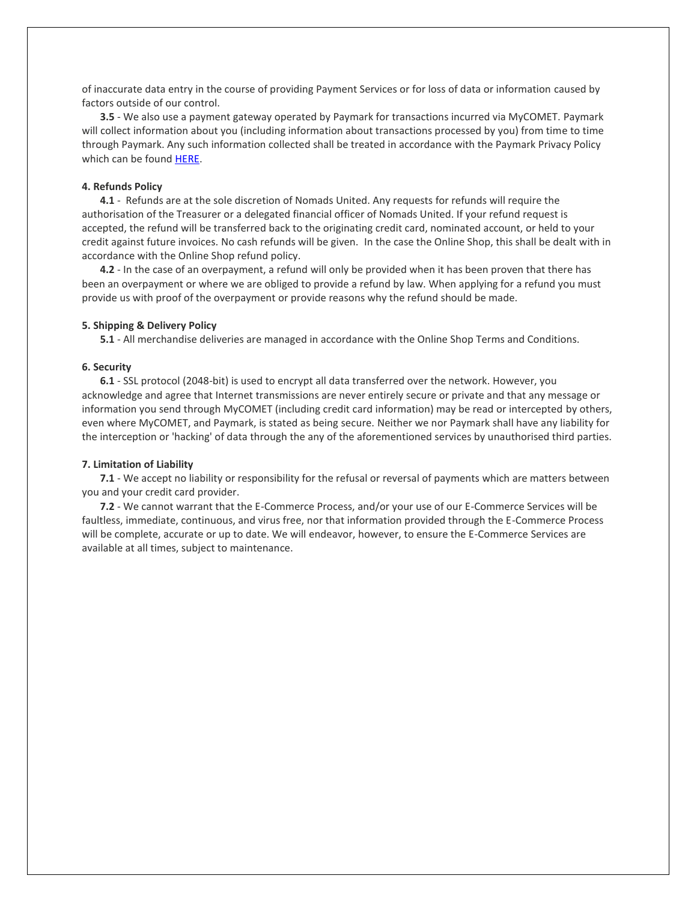of inaccurate data entry in the course of providing Payment Services or for loss of data or information caused by factors outside of our control.

**3.5** - We also use a payment gateway operated by Paymark for transactions incurred via MyCOMET. Paymark will collect information about you (including information about transactions processed by you) from time to time through Paymark. Any such information collected shall be treated in accordance with the Paymark Privacy Policy which can be found HERE.

**4. Refunds Policy**

**4.1** - Refunds are at the sole discretion of Nomads United. Any requests for refunds will require the authorisation of the Treasurer or a delegated financial officer of Nomads United. If your refund request is accepted, the refund will be transferred back to the originating credit card, nominated account, or held to your credit against future invoices. No cash refunds will be given. In the case the Online Shop, this shall be dealt with in accordance with the Online Shop refund policy.

**4.2** - In the case of an overpayment, a refund will only be provided when it has been proven that there has been an overpayment or where we are obliged to provide a refund by law. When applying for a refund you must provide us with proof of the overpayment or provide reasons why the refund should be made.

**5. Shipping & Delivery Policy**

**5.1** - All merchandise deliveries are managed in accordance with the Online Shop Terms and Conditions.

**6. Security**

**6.1** - SSL protocol (2048-bit) is used to encrypt all data transferred over the network. However, you acknowledge and agree that Internet transmissions are never entirely secure or private and that any message or information you send through MyCOMET (including credit card information) may be read or intercepted by others, even where MyCOMET, and Paymark, is stated as being secure. Neither we nor Paymark shall have any liability for the interception or 'hacking' of data through the any of the aforementioned services by unauthorised third parties.

**7. Limitation of Liability**

**7.1** - We accept no liability or responsibility for the refusal or reversal of payments which are matters between you and your credit card provider.

**7.2** - We cannot warrant that the E-Commerce Process, and/or your use of our E-Commerce Services will be faultless, immediate, continuous, and virus free, nor that information provided through the E-Commerce Process will be complete, accurate or up to date. We will endeavor, however, to ensure the E-Commerce Services are available at all times, subject to maintenance.